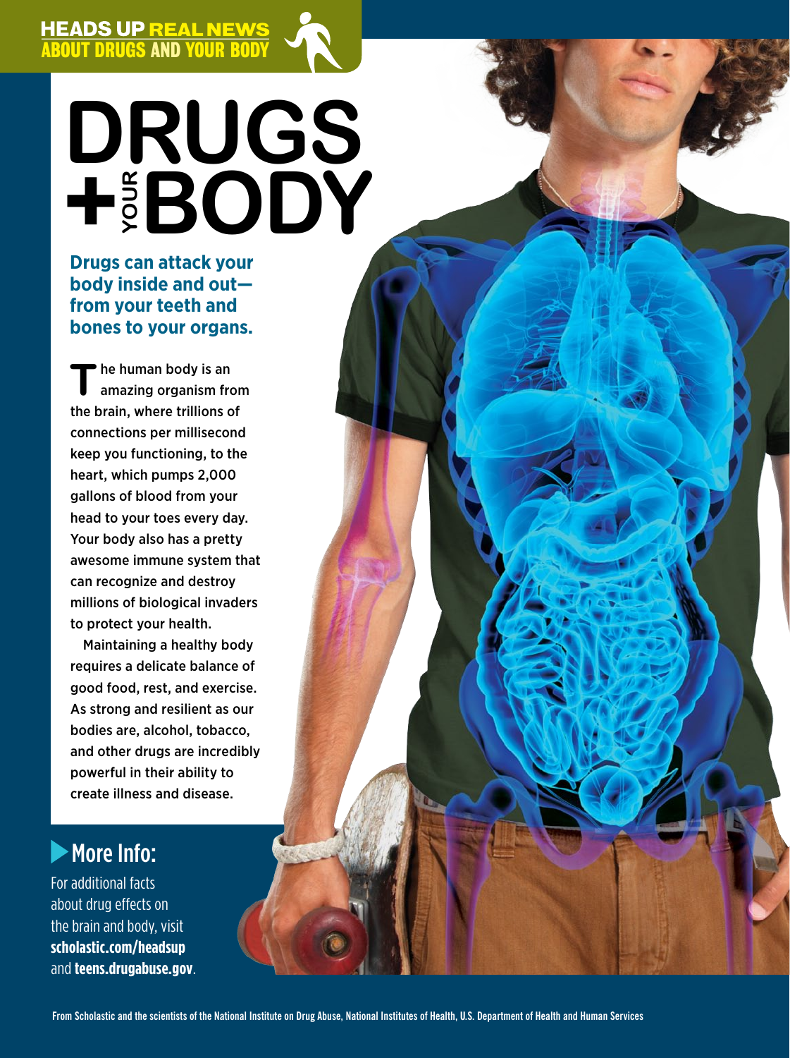HEADS UP REAL NEWS ABOUT DRUGS AND YOUR BODY

# DRUGS + YOUR BODY

**Drugs can attack your body inside and out—from your teeth and bones to your organs.**

The human body is an amazing organism from the brain, where trillions of connections per millisecond keep you functioning, to the heart, which pumps 2,000 gallons of blood from your head to your toes every day. Your body also has a pretty awesome immune system that can recognize and destroy millions of biological invaders to protect your health.

Maintaining a healthy body requires a delicate balance of good food, rest, and exercise. As strong and resilient as our bodies are, alcohol, tobacco, and other drugs are incredibly powerful in their ability to create illness and disease.

## More Info:

For additional facts about drug effects on the brain and body, visit **scholastic.com/headsup** and **teens.drugabuse.gov**.

From Scholastic and the scientists of the National Institute on Drug Abuse, National Institutes of Health, U.S. Department of Health and Human Services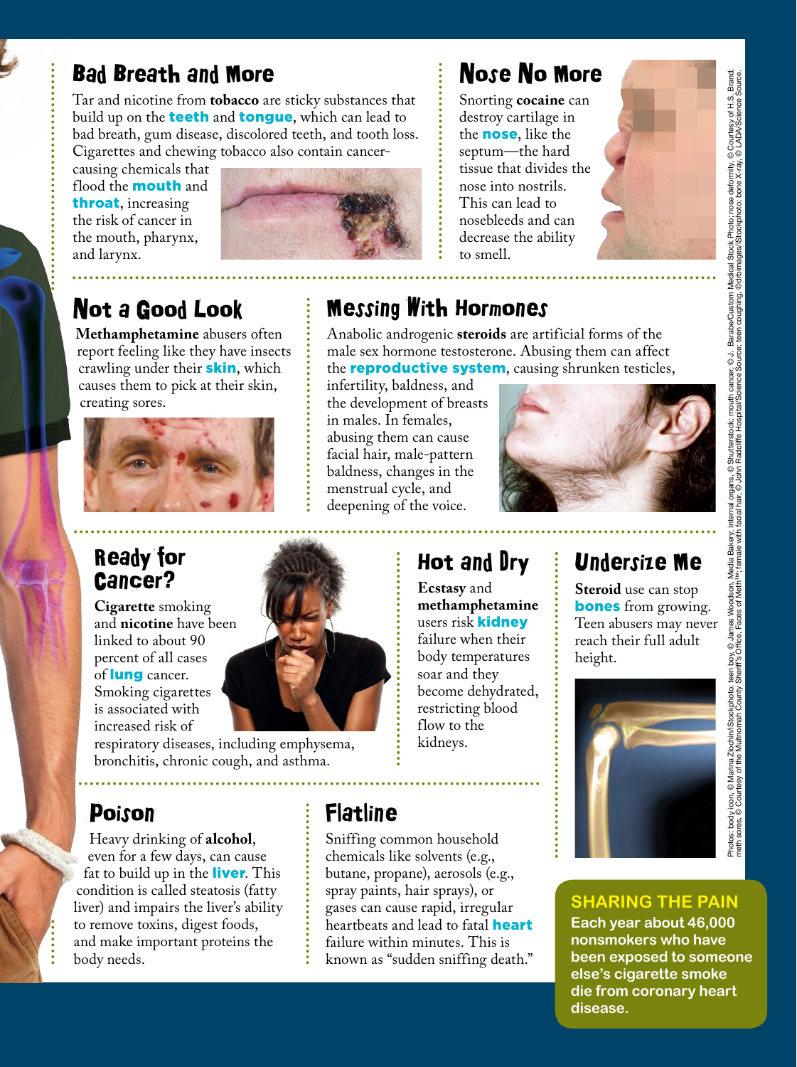## Bad Breath and More

Tar and nicotine from **tobacco** are sticky substances that build up on the **teeth** and **tongue**, which can lead to bad breath, gum disease, discolored teeth, and tooth loss. Cigarettes and chewing tobacco also contain cancer-causing chemicals that flood the **mouth** and **throat**, increasing the risk of cancer in the mouth, pharynx, and larynx.

## Nose No More

Snorting **cocaine** can destroy cartilage in the **nose**, like the septum—the hard tissue that divides the nose into nostrils. This can lead to nosebleeds and can decrease the ability to smell.

## Not a Good Look

**Methamphetamine** abusers often report feeling like they have insects crawling under their **skin**, which causes them to pick at their skin, creating sores.

## Messing With Hormones

Anabolic androgenic **steroids** are artificial forms of the male sex hormone testosterone. Abusing them can affect the **reproductive system**, causing shrunken testicles, infertility, baldness, and the development of breasts in males. In females, abusing them can cause facial hair, male-pattern baldness, changes in the menstrual cycle, and deepening of the voice.

## Ready for Cancer?

**Cigarette** smoking and **nicotine** have been linked to about 90 percent of all cases of **lung** cancer. Smoking cigarettes is associated with increased risk of respiratory diseases, including emphysema, bronchitis, chronic cough, and asthma.

## Hot and Dry

**Ecstasy** and **methamphetamine** users risk **kidney** failure when their body temperatures soar and they become dehydrated, restricting blood flow to the kidneys.

## Undersize Me

**Steroid** use can stop **bones** from growing. Teen abusers may never reach their full adult height.

## Poison

Heavy drinking of **alcohol**, even for a few days, can cause fat to build up in the **liver**. This condition is called steatosis (fatty liver) and impairs the liver's ability to remove toxins, digest foods, and make important proteins the body needs.

## Flatline

Sniffing common household chemicals like solvents (e.g., butane, propane), aerosols (e.g., spray paints, hair sprays), or gases can cause rapid, irregular heartbeats and lead to fatal **heart** failure within minutes. This is known as "sudden sniffing death."

**SHARING THE PAIN**

**Each year about 46,000 nonsmokers who have been exposed to someone else's cigarette smoke die from coronary heart disease.**

Photos: body icon, © Marina Zlochin/iStockphoto; teen boy, © James Woodson, Media Bakery; internal organs, © Shutterstock; mouth cancer, © J. Barabe/Custom Medical Stock Photo; nose deformity, © Courtesy of H.S. Brand; meth sores, © Courtesy of the Multnomah County Sheriff's Office, Faces of Meth™; female with facial hair, © John Radcliffe Hospital/Science Source; teen coughing, ©drbimages/iStockphoto; bone X-ray, © LADA/Science Source.